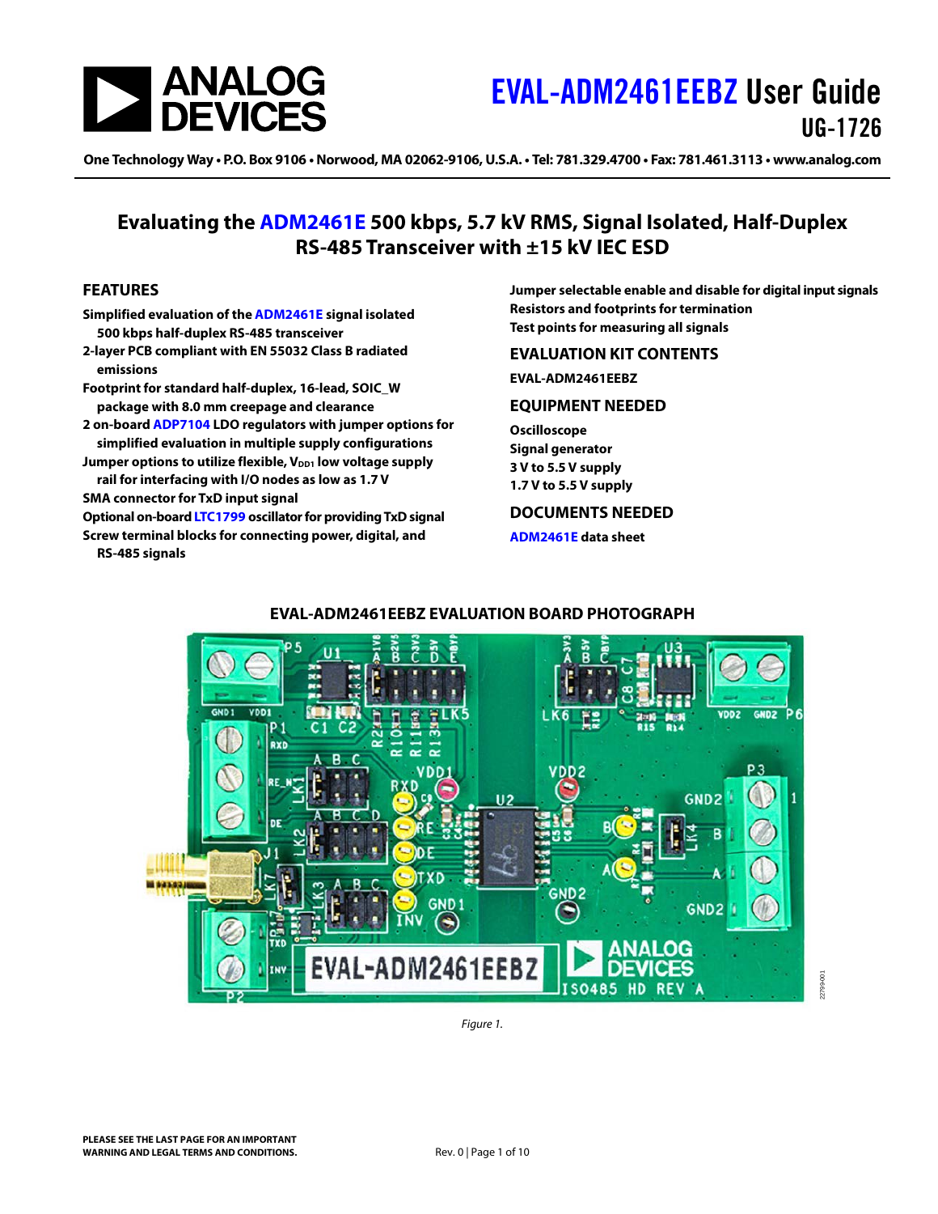# EVAL-ADM2461EEBZ User Guide

UG-1726

One Technology Way • P.O. Box 9106 • Norwood, MA 02062-9106, U.S.A. • Tel: 781.329.4700 • Fax: 781.461.3113 • www.analog.com

## Evaluating the ADM2461E 500 kbps, 5.7 kV RMS, Signal Isolated, Half-Duplex RS-485 Transceiver with ±15 kV IEC ESD

### FEATURES

- Simplified evaluation of the ADM2461E signal isolated 500 kbps half-duplex RS-485 transceiver
- 2-layer PCB compliant with EN 55032 Class B radiated emissions
- Footprint for standard half-duplex, 16-lead, SOIC_W package with 8.0 mm creepage and clearance
- 2 on-board ADP7104 LDO regulators with jumper options for simplified evaluation in multiple supply configurations
- Jumper options to utilize flexible, $V_{DD1}$ low voltage supply rail for interfacing with I/O nodes as low as 1.7 V
- SMA connector for TxD input signal
- Optional on-board LTC1799 oscillator for providing TxD signal
- Screw terminal blocks for connecting power, digital, and RS-485 signals
- Jumper selectable enable and disable for digital input signals
- Resistors and footprints for termination
- Test points for measuring all signals

### EVALUATION KIT CONTENTS

EVAL-ADM2461EEBZ

### EQUIPMENT NEEDED

Oscilloscope
Signal generator
3 V to 5.5 V supply
1.7 V to 5.5 V supply

### DOCUMENTS NEEDED

ADM2461E data sheet

### EVAL-ADM2461EEBZ EVALUATION BOARD PHOTOGRAPH

*Figure 1.*

PLEASE SEE THE LAST PAGE FOR AN IMPORTANT WARNING AND LEGAL TERMS AND CONDITIONS.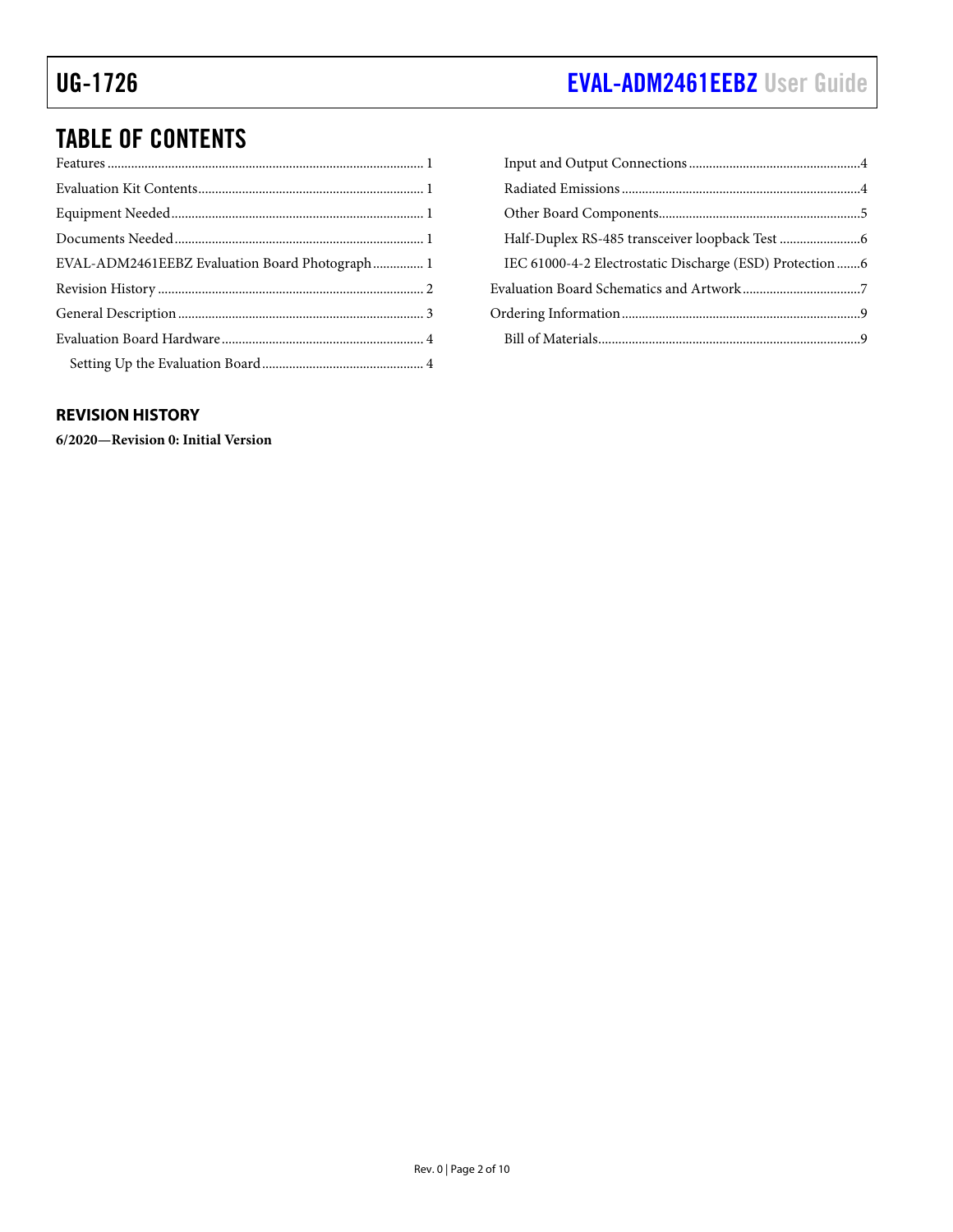## TABLE OF CONTENTS

- Features ... 1
- Evaluation Kit Contents ... 1
- Equipment Needed ... 1
- Documents Needed ... 1
- EVAL-ADM2461EEBZ Evaluation Board Photograph ... 1
- Revision History ... 2
- General Description ... 3
- Evaluation Board Hardware ... 4
  - Setting Up the Evaluation Board ... 4
  - Input and Output Connections ... 4
  - Radiated Emissions ... 4
  - Other Board Components ... 5
  - Half-Duplex RS-485 transceiver loopback Test ... 6
  - IEC 61000-4-2 Electrostatic Discharge (ESD) Protection ... 6
- Evaluation Board Schematics and Artwork ... 7
- Ordering Information ... 9
  - Bill of Materials ... 9

### REVISION HISTORY

**6/2020—Revision 0: Initial Version**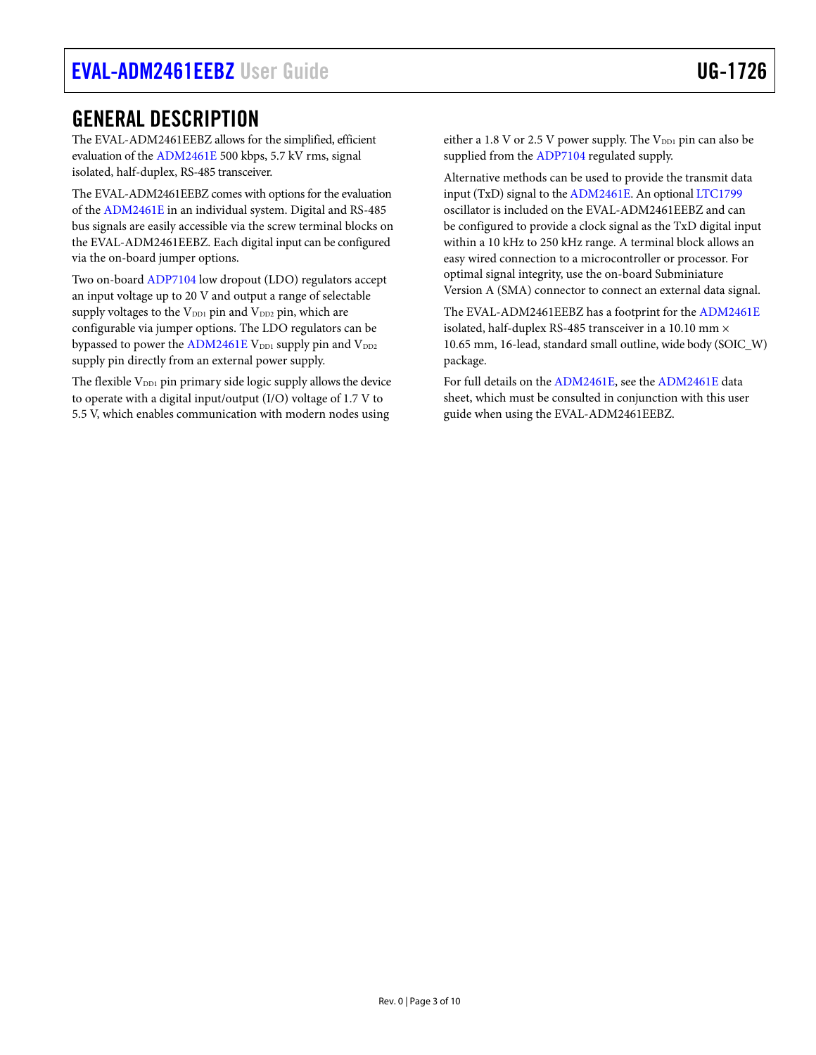## GENERAL DESCRIPTION

The EVAL-ADM2461EEBZ allows for the simplified, efficient evaluation of the ADM2461E 500 kbps, 5.7 kV rms, signal isolated, half-duplex, RS-485 transceiver.

The EVAL-ADM2461EEBZ comes with options for the evaluation of the ADM2461E in an individual system. Digital and RS-485 bus signals are easily accessible via the screw terminal blocks on the EVAL-ADM2461EEBZ. Each digital input can be configured via the on-board jumper options.

Two on-board ADP7104 low dropout (LDO) regulators accept an input voltage up to 20 V and output a range of selectable supply voltages to the $V_{DD1}$ pin and $V_{DD2}$ pin, which are configurable via jumper options. The LDO regulators can be bypassed to power the ADM2461E $V_{DD1}$ supply pin and $V_{DD2}$ supply pin directly from an external power supply.

The flexible $V_{DD1}$ pin primary side logic supply allows the device to operate with a digital input/output (I/O) voltage of 1.7 V to 5.5 V, which enables communication with modern nodes using either a 1.8 V or 2.5 V power supply. The $V_{DD1}$ pin can also be supplied from the ADP7104 regulated supply.

Alternative methods can be used to provide the transmit data input (TxD) signal to the ADM2461E. An optional LTC1799 oscillator is included on the EVAL-ADM2461EEBZ and can be configured to provide a clock signal as the TxD digital input within a 10 kHz to 250 kHz range. A terminal block allows an easy wired connection to a microcontroller or processor. For optimal signal integrity, use the on-board Subminiature Version A (SMA) connector to connect an external data signal.

The EVAL-ADM2461EEBZ has a footprint for the ADM2461E isolated, half-duplex RS-485 transceiver in a 10.10 mm × 10.65 mm, 16-lead, standard small outline, wide body (SOIC_W) package.

For full details on the ADM2461E, see the ADM2461E data sheet, which must be consulted in conjunction with this user guide when using the EVAL-ADM2461EEBZ.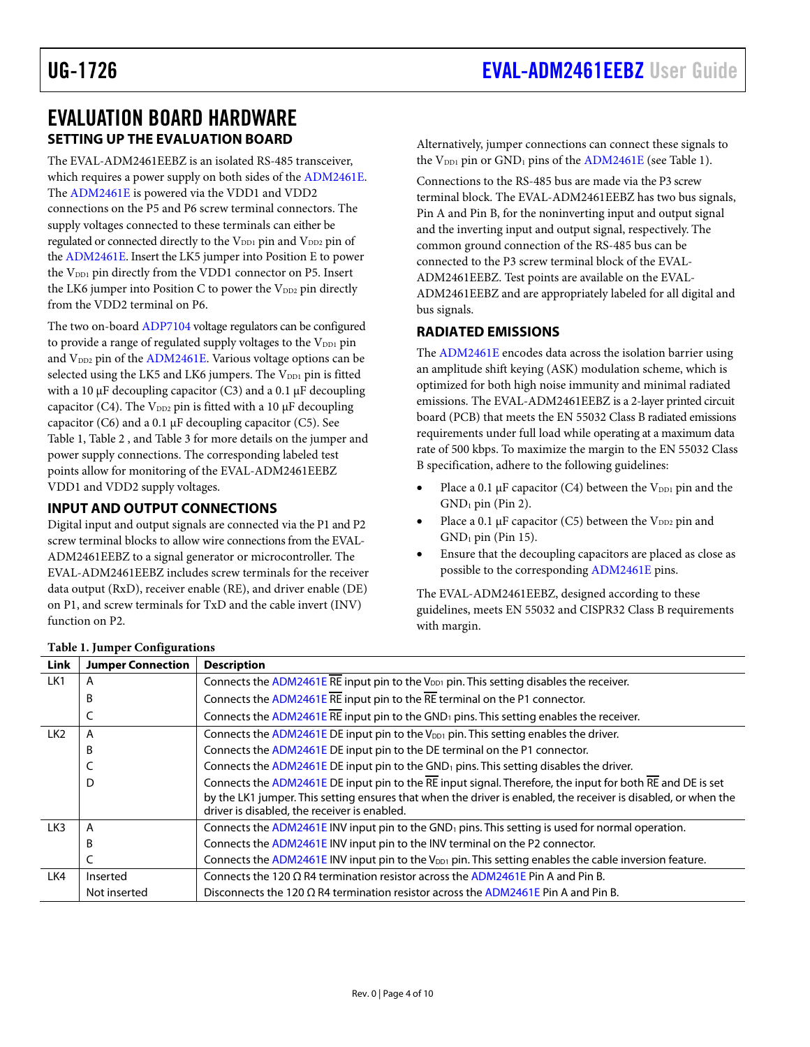# EVALUATION BOARD HARDWARE

## SETTING UP THE EVALUATION BOARD

The EVAL-ADM2461EEBZ is an isolated RS-485 transceiver, which requires a power supply on both sides of the ADM2461E. The ADM2461E is powered via the VDD1 and VDD2 connections on the P5 and P6 screw terminal connectors. The supply voltages connected to these terminals can either be regulated or connected directly to the $V_{DD1}$ pin and $V_{DD2}$ pin of the ADM2461E. Insert the LK5 jumper into Position E to power the $V_{DD1}$ pin directly from the VDD1 connector on P5. Insert the LK6 jumper into Position C to power the $V_{DD2}$ pin directly from the VDD2 terminal on P6.

The two on-board ADP7104 voltage regulators can be configured to provide a range of regulated supply voltages to the $V_{DD1}$ pin and $V_{DD2}$ pin of the ADM2461E. Various voltage options can be selected using the LK5 and LK6 jumpers. The $V_{DD1}$ pin is fitted with a 10 µF decoupling capacitor (C3) and a 0.1 µF decoupling capacitor (C4). The $V_{DD2}$ pin is fitted with a 10 µF decoupling capacitor (C6) and a 0.1 µF decoupling capacitor (C5). See Table 1, Table 2 , and Table 3 for more details on the jumper and power supply connections. The corresponding labeled test points allow for monitoring of the EVAL-ADM2461EEBZ VDD1 and VDD2 supply voltages.

## INPUT AND OUTPUT CONNECTIONS

Digital input and output signals are connected via the P1 and P2 screw terminal blocks to allow wire connections from the EVAL-ADM2461EEBZ to a signal generator or microcontroller. The EVAL-ADM2461EEBZ includes screw terminals for the receiver data output (RxD), receiver enable ($\overline{RE}$), and driver enable (DE) on P1, and screw terminals for TxD and the cable invert (INV) function on P2.

Alternatively, jumper connections can connect these signals to the $V_{DD1}$ pin or $GND_1$ pins of the ADM2461E (see Table 1).

Connections to the RS-485 bus are made via the P3 screw terminal block. The EVAL-ADM2461EEBZ has two bus signals, Pin A and Pin B, for the noninverting input and output signal and the inverting input and output signal, respectively. The common ground connection of the RS-485 bus can be connected to the P3 screw terminal block of the EVAL-ADM2461EEBZ. Test points are available on the EVAL-ADM2461EEBZ and are appropriately labeled for all digital and bus signals.

## RADIATED EMISSIONS

The ADM2461E encodes data across the isolation barrier using an amplitude shift keying (ASK) modulation scheme, which is optimized for both high noise immunity and minimal radiated emissions. The EVAL-ADM2461EEBZ is a 2-layer printed circuit board (PCB) that meets the EN 55032 Class B radiated emissions requirements under full load while operating at a maximum data rate of 500 kbps. To maximize the margin to the EN 55032 Class B specification, adhere to the following guidelines:

- Place a 0.1 µF capacitor (C4) between the $V_{DD1}$ pin and the $GND_1$ pin (Pin 2).
- Place a 0.1 µF capacitor (C5) between the $V_{DD2}$ pin and $GND_1$ pin (Pin 15).
- Ensure that the decoupling capacitors are placed as close as possible to the corresponding ADM2461E pins.

The EVAL-ADM2461EEBZ, designed according to these guidelines, meets EN 55032 and CISPR32 Class B requirements with margin.

**Table 1. Jumper Configurations**

| Link | Jumper Connection | Description |
|---|---|---|
| LK1 | A | Connects the ADM2461E $\overline{RE}$ input pin to the $V_{DD1}$ pin. This setting disables the receiver. |
| | B | Connects the ADM2461E $\overline{RE}$ input pin to the $\overline{RE}$ terminal on the P1 connector. |
| | C | Connects the ADM2461E $\overline{RE}$ input pin to the $GND_1$ pins. This setting enables the receiver. |
| LK2 | A | Connects the ADM2461E DE input pin to the $V_{DD1}$ pin. This setting enables the driver. |
| | B | Connects the ADM2461E DE input pin to the DE terminal on the P1 connector. |
| | C | Connects the ADM2461E DE input pin to the $GND_1$ pins. This setting disables the driver. |
| | D | Connects the ADM2461E DE input pin to the $\overline{RE}$ input signal. Therefore, the input for both $\overline{RE}$ and DE is set by the LK1 jumper. This setting ensures that when the driver is enabled, the receiver is disabled, or when the driver is disabled, the receiver is enabled. |
| LK3 | A | Connects the ADM2461E INV input pin to the $GND_1$ pins. This setting is used for normal operation. |
| | B | Connects the ADM2461E INV input pin to the INV terminal on the P2 connector. |
| | C | Connects the ADM2461E INV input pin to the $V_{DD1}$ pin. This setting enables the cable inversion feature. |
| LK4 | Inserted | Connects the 120 Ω R4 termination resistor across the ADM2461E Pin A and Pin B. |
| | Not inserted | Disconnects the 120 Ω R4 termination resistor across the ADM2461E Pin A and Pin B. |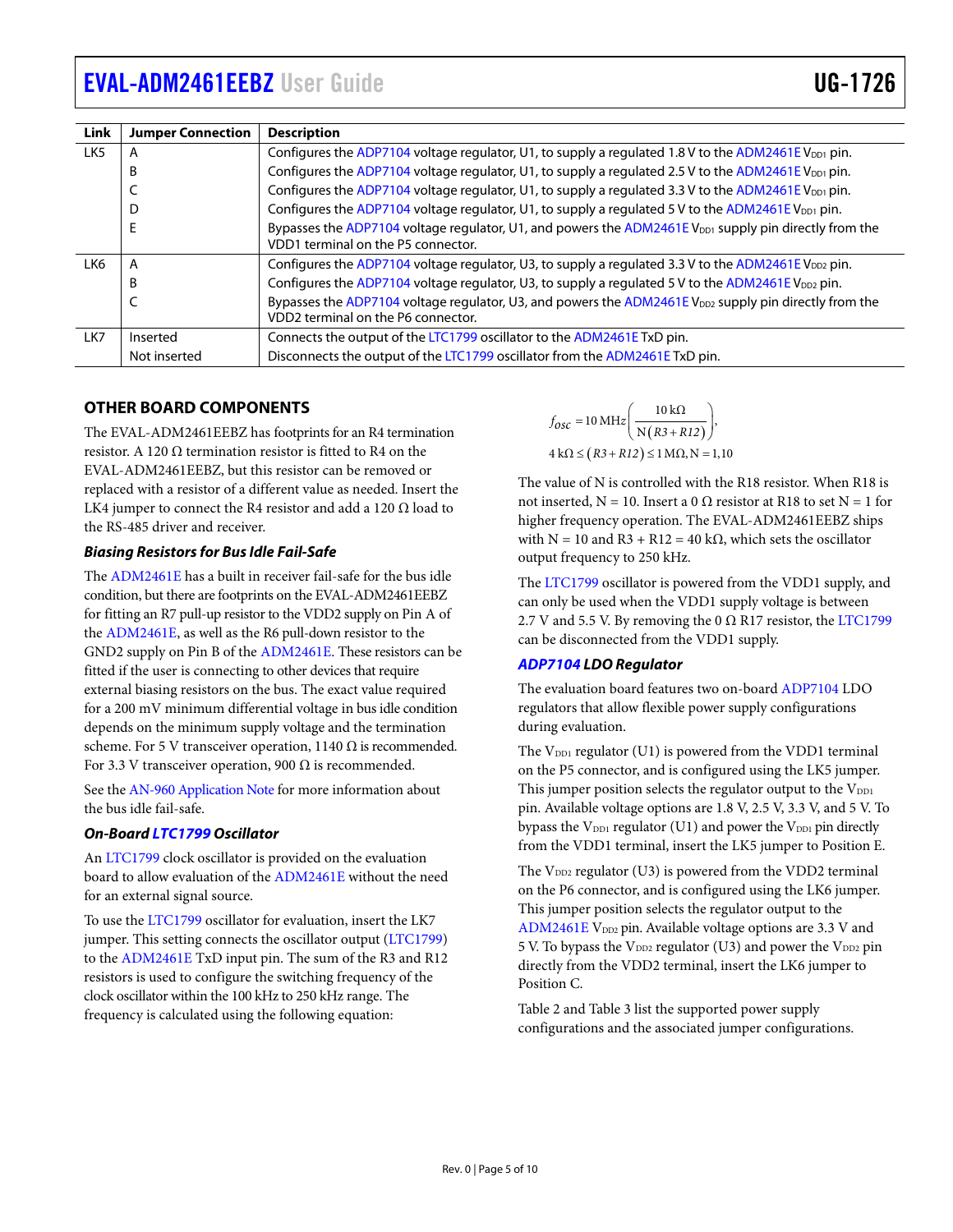| Link | Jumper Connection | Description |
|---|---|---|
| LK5 | A | Configures the ADP7104 voltage regulator, U1, to supply a regulated 1.8 V to the ADM2461E $V_{DD1}$ pin. |
| | B | Configures the ADP7104 voltage regulator, U1, to supply a regulated 2.5 V to the ADM2461E $V_{DD1}$ pin. |
| | C | Configures the ADP7104 voltage regulator, U1, to supply a regulated 3.3 V to the ADM2461E $V_{DD1}$ pin. |
| | D | Configures the ADP7104 voltage regulator, U1, to supply a regulated 5 V to the ADM2461E $V_{DD1}$ pin. |
| | E | Bypasses the ADP7104 voltage regulator, U1, and powers the ADM2461E $V_{DD1}$ supply pin directly from the VDD1 terminal on the P5 connector. |
| LK6 | A | Configures the ADP7104 voltage regulator, U3, to supply a regulated 3.3 V to the ADM2461E $V_{DD2}$ pin. |
| | B | Configures the ADP7104 voltage regulator, U3, to supply a regulated 5 V to the ADM2461E $V_{DD2}$ pin. |
| | C | Bypasses the ADP7104 voltage regulator, U3, and powers the ADM2461E $V_{DD2}$ supply pin directly from the VDD2 terminal on the P6 connector. |
| LK7 | Inserted | Connects the output of the LTC1799 oscillator to the ADM2461E TxD pin. |
| | Not inserted | Disconnects the output of the LTC1799 oscillator from the ADM2461E TxD pin. |

## OTHER BOARD COMPONENTS

The EVAL-ADM2461EEBZ has footprints for an R4 termination resistor. A 120 Ω termination resistor is fitted to R4 on the EVAL-ADM2461EEBZ, but this resistor can be removed or replaced with a resistor of a different value as needed. Insert the LK4 jumper to connect the R4 resistor and add a 120 Ω load to the RS-485 driver and receiver.

### *Biasing Resistors for Bus Idle Fail-Safe*

The ADM2461E has a built in receiver fail-safe for the bus idle condition, but there are footprints on the EVAL-ADM2461EEBZ for fitting an R7 pull-up resistor to the VDD2 supply on Pin A of the ADM2461E, as well as the R6 pull-down resistor to the GND2 supply on Pin B of the ADM2461E. These resistors can be fitted if the user is connecting to other devices that require external biasing resistors on the bus. The exact value required for a 200 mV minimum differential voltage in bus idle condition depends on the minimum supply voltage and the termination scheme. For 5 V transceiver operation, 1140 Ω is recommended. For 3.3 V transceiver operation, 900 Ω is recommended.

See the AN-960 Application Note for more information about the bus idle fail-safe.

### *On-Board LTC1799 Oscillator*

An LTC1799 clock oscillator is provided on the evaluation board to allow evaluation of the ADM2461E without the need for an external signal source.

To use the LTC1799 oscillator for evaluation, insert the LK7 jumper. This setting connects the oscillator output (LTC1799) to the ADM2461E TxD input pin. The sum of the R3 and R12 resistors is used to configure the switching frequency of the clock oscillator within the 100 kHz to 250 kHz range. The frequency is calculated using the following equation:

$$f_{OSC} = 10\ \text{MHz}\left(\frac{10\ \text{k}\Omega}{N(R3 + R12)}\right),$$
$$4\ \text{k}\Omega \leq (R3 + R12) \leq 1\ \text{M}\Omega, N = 1, 10$$

The value of N is controlled with the R18 resistor. When R18 is not inserted, N = 10. Insert a 0 Ω resistor at R18 to set N = 1 for higher frequency operation. The EVAL-ADM2461EEBZ ships with N = 10 and R3 + R12 = 40 kΩ, which sets the oscillator output frequency to 250 kHz.

The LTC1799 oscillator is powered from the VDD1 supply, and can only be used when the VDD1 supply voltage is between 2.7 V and 5.5 V. By removing the 0 Ω R17 resistor, the LTC1799 can be disconnected from the VDD1 supply.

### *ADP7104 LDO Regulator*

The evaluation board features two on-board ADP7104 LDO regulators that allow flexible power supply configurations during evaluation.

The $V_{DD1}$ regulator (U1) is powered from the VDD1 terminal on the P5 connector, and is configured using the LK5 jumper. This jumper position selects the regulator output to the $V_{DD1}$ pin. Available voltage options are 1.8 V, 2.5 V, 3.3 V, and 5 V. To bypass the $V_{DD1}$ regulator (U1) and power the $V_{DD1}$ pin directly from the VDD1 terminal, insert the LK5 jumper to Position E.

The $V_{DD2}$ regulator (U3) is powered from the VDD2 terminal on the P6 connector, and is configured using the LK6 jumper. This jumper position selects the regulator output to the ADM2461E $V_{DD2}$ pin. Available voltage options are 3.3 V and 5 V. To bypass the $V_{DD2}$ regulator (U3) and power the $V_{DD2}$ pin directly from the VDD2 terminal, insert the LK6 jumper to Position C.

Table 2 and Table 3 list the supported power supply configurations and the associated jumper configurations.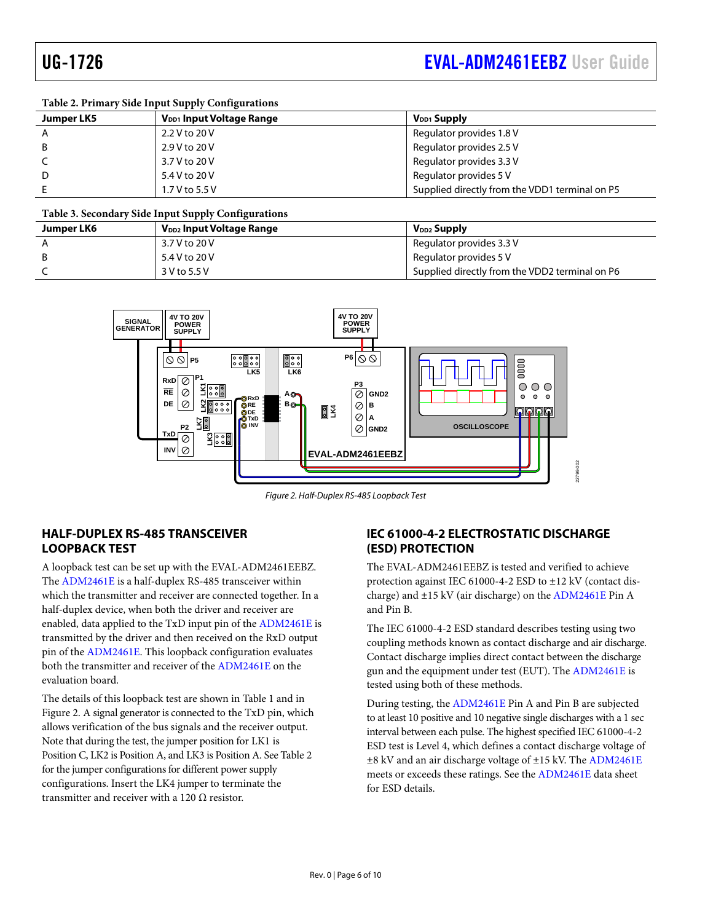**Table 2. Primary Side Input Supply Configurations**

| Jumper LK5 | $V_{DD1}$ Input Voltage Range | $V_{DD1}$ Supply |
|---|---|---|
| A | 2.2 V to 20 V | Regulator provides 1.8 V |
| B | 2.9 V to 20 V | Regulator provides 2.5 V |
| C | 3.7 V to 20 V | Regulator provides 3.3 V |
| D | 5.4 V to 20 V | Regulator provides 5 V |
| E | 1.7 V to 5.5 V | Supplied directly from the VDD1 terminal on P5 |

**Table 3. Secondary Side Input Supply Configurations**

| Jumper LK6 | $V_{DD2}$ Input Voltage Range | $V_{DD2}$ Supply |
|---|---|---|
| A | 3.7 V to 20 V | Regulator provides 3.3 V |
| B | 5.4 V to 20 V | Regulator provides 5 V |
| C | 3 V to 5.5 V | Supplied directly from the VDD2 terminal on P6 |

*Figure 2. Half-Duplex RS-485 Loopback Test*

## HALF-DUPLEX RS-485 TRANSCEIVER LOOPBACK TEST

A loopback test can be set up with the EVAL-ADM2461EEBZ. The ADM2461E is a half-duplex RS-485 transceiver within which the transmitter and receiver are connected together. In a half-duplex device, when both the driver and receiver are enabled, data applied to the TxD input pin of the ADM2461E is transmitted by the driver and then received on the RxD output pin of the ADM2461E. This loopback configuration evaluates both the transmitter and receiver of the ADM2461E on the evaluation board.

The details of this loopback test are shown in Table 1 and in Figure 2. A signal generator is connected to the TxD pin, which allows verification of the bus signals and the receiver output. Note that during the test, the jumper position for LK1 is Position C, LK2 is Position A, and LK3 is Position A. See Table 2 for the jumper configurations for different power supply configurations. Insert the LK4 jumper to terminate the transmitter and receiver with a 120 Ω resistor.

## IEC 61000-4-2 ELECTROSTATIC DISCHARGE (ESD) PROTECTION

The EVAL-ADM2461EEBZ is tested and verified to achieve protection against IEC 61000-4-2 ESD to ±12 kV (contact discharge) and ±15 kV (air discharge) on the ADM2461E Pin A and Pin B.

The IEC 61000-4-2 ESD standard describes testing using two coupling methods known as contact discharge and air discharge. Contact discharge implies direct contact between the discharge gun and the equipment under test (EUT). The ADM2461E is tested using both of these methods.

During testing, the ADM2461E Pin A and Pin B are subjected to at least 10 positive and 10 negative single discharges with a 1 sec interval between each pulse. The highest specified IEC 61000-4-2 ESD test is Level 4, which defines a contact discharge voltage of ±8 kV and an air discharge voltage of ±15 kV. The ADM2461E meets or exceeds these ratings. See the ADM2461E data sheet for ESD details.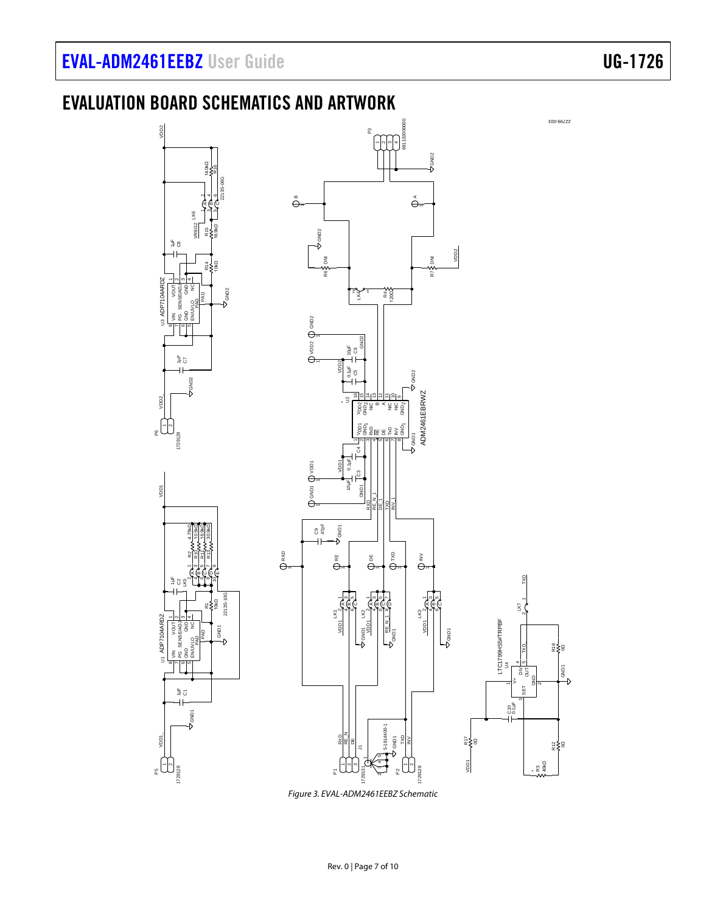## EVALUATION BOARD SCHEMATICS AND ARTWORK

*Figure 3. EVAL-ADM2461EEBZ Schematic*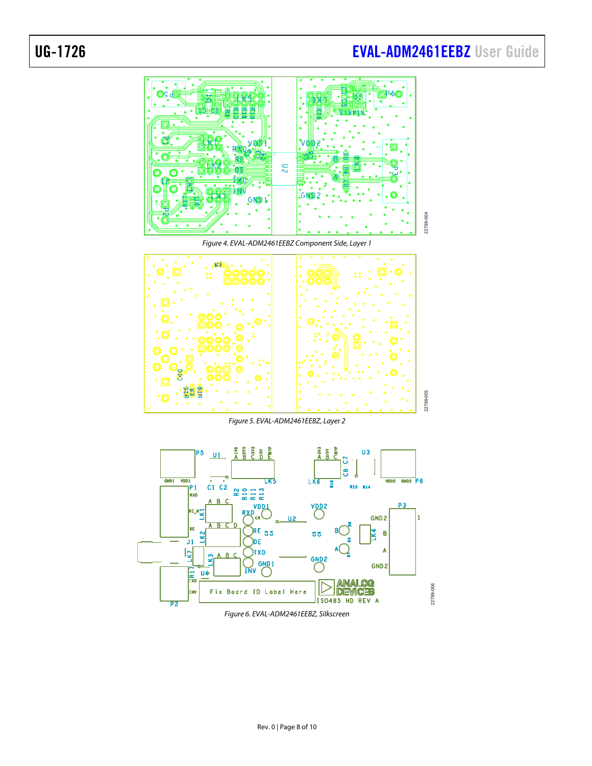Figure 4. EVAL-ADM2461EEBZ Component Side, Layer 1

Figure 5. EVAL-ADM2461EEBZ, Layer 2

Figure 6. EVAL-ADM2461EEBZ, Silkscreen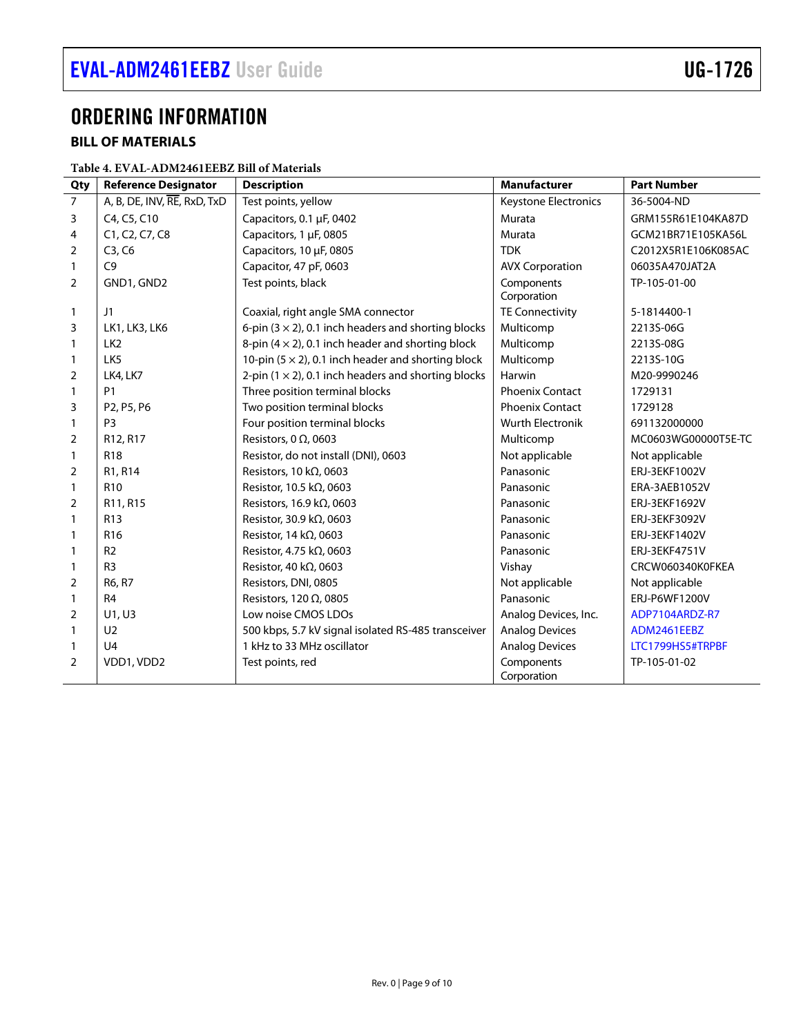# ORDERING INFORMATION

## BILL OF MATERIALS

**Table 4. EVAL-ADM2461EEBZ Bill of Materials**

| Qty | Reference Designator | Description | Manufacturer | Part Number |
|---|---|---|---|---|
| 7 | A, B, DE, INV, $\overline{RE}$, RxD, TxD | Test points, yellow | Keystone Electronics | 36-5004-ND |
| 3 | C4, C5, C10 | Capacitors, 0.1 µF, 0402 | Murata | GRM155R61E104KA87D |
| 4 | C1, C2, C7, C8 | Capacitors, 1 µF, 0805 | Murata | GCM21BR71E105KA56L |
| 2 | C3, C6 | Capacitors, 10 µF, 0805 | TDK | C2012X5R1E106K085AC |
| 1 | C9 | Capacitor, 47 pF, 0603 | AVX Corporation | 06035A470JAT2A |
| 2 | GND1, GND2 | Test points, black | Components Corporation | TP-105-01-00 |
| 1 | J1 | Coaxial, right angle SMA connector | TE Connectivity | 5-1814400-1 |
| 3 | LK1, LK3, LK6 | 6-pin (3 × 2), 0.1 inch headers and shorting blocks | Multicomp | 2213S-06G |
| 1 | LK2 | 8-pin (4 × 2), 0.1 inch header and shorting block | Multicomp | 2213S-08G |
| 1 | LK5 | 10-pin (5 × 2), 0.1 inch header and shorting block | Multicomp | 2213S-10G |
| 2 | LK4, LK7 | 2-pin (1 × 2), 0.1 inch headers and shorting blocks | Harwin | M20-9990246 |
| 1 | P1 | Three position terminal blocks | Phoenix Contact | 1729131 |
| 3 | P2, P5, P6 | Two position terminal blocks | Phoenix Contact | 1729128 |
| 1 | P3 | Four position terminal blocks | Wurth Electronik | 691132000000 |
| 2 | R12, R17 | Resistors, 0 Ω, 0603 | Multicomp | MC0603WG00000T5E-TC |
| 1 | R18 | Resistor, do not install (DNI), 0603 | Not applicable | Not applicable |
| 2 | R1, R14 | Resistors, 10 kΩ, 0603 | Panasonic | ERJ-3EKF1002V |
| 1 | R10 | Resistor, 10.5 kΩ, 0603 | Panasonic | ERA-3AEB1052V |
| 2 | R11, R15 | Resistors, 16.9 kΩ, 0603 | Panasonic | ERJ-3EKF1692V |
| 1 | R13 | Resistor, 30.9 kΩ, 0603 | Panasonic | ERJ-3EKF3092V |
| 1 | R16 | Resistor, 14 kΩ, 0603 | Panasonic | ERJ-3EKF1402V |
| 1 | R2 | Resistor, 4.75 kΩ, 0603 | Panasonic | ERJ-3EKF4751V |
| 1 | R3 | Resistor, 40 kΩ, 0603 | Vishay | CRCW060340K0FKEA |
| 2 | R6, R7 | Resistors, DNI, 0805 | Not applicable | Not applicable |
| 1 | R4 | Resistors, 120 Ω, 0805 | Panasonic | ERJ-P6WF1200V |
| 2 | U1, U3 | Low noise CMOS LDOs | Analog Devices, Inc. | ADP7104ARDZ-R7 |
| 1 | U2 | 500 kbps, 5.7 kV signal isolated RS-485 transceiver | Analog Devices | ADM2461EEBZ |
| 1 | U4 | 1 kHz to 33 MHz oscillator | Analog Devices | LTC1799HS5#TRPBF |
| 2 | VDD1, VDD2 | Test points, red | Components Corporation | TP-105-01-02 |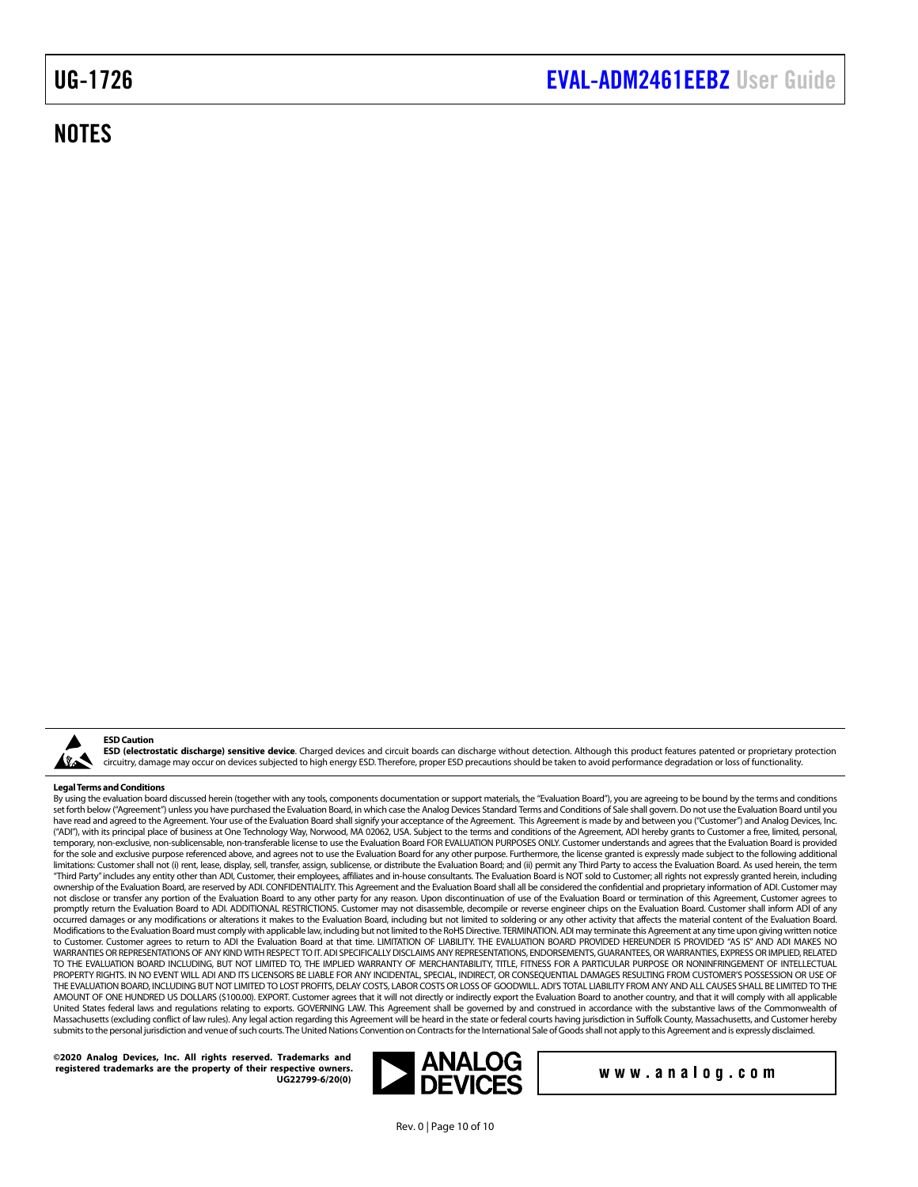# NOTES

**ESD Caution**

**ESD (electrostatic discharge) sensitive device**. Charged devices and circuit boards can discharge without detection. Although this product features patented or proprietary protection circuitry, damage may occur on devices subjected to high energy ESD. Therefore, proper ESD precautions should be taken to avoid performance degradation or loss of functionality.

**Legal Terms and Conditions**

By using the evaluation board discussed herein (together with any tools, components documentation or support materials, the "Evaluation Board"), you are agreeing to be bound by the terms and conditions set forth below ("Agreement") unless you have purchased the Evaluation Board, in which case the Analog Devices Standard Terms and Conditions of Sale shall govern. Do not use the Evaluation Board until you have read and agreed to the Agreement. Your use of the Evaluation Board shall signify your acceptance of the Agreement. This Agreement is made by and between you ("Customer") and Analog Devices, Inc. ("ADI"), with its principal place of business at One Technology Way, Norwood, MA 02062, USA. Subject to the terms and conditions of the Agreement, ADI hereby grants to Customer a free, limited, personal, temporary, non-exclusive, non-sublicensable, non-transferable license to use the Evaluation Board FOR EVALUATION PURPOSES ONLY. Customer understands and agrees that the Evaluation Board is provided for the sole and exclusive purpose referenced above, and agrees not to use the Evaluation Board for any other purpose. Furthermore, the license granted is expressly made subject to the following additional limitations: Customer shall not (i) rent, lease, display, sell, transfer, assign, sublicense, or distribute the Evaluation Board; and (ii) permit any Third Party to access the Evaluation Board. As used herein, the term "Third Party" includes any entity other than ADI, Customer, their employees, affiliates and in-house consultants. The Evaluation Board is NOT sold to Customer; all rights not expressly granted herein, including ownership of the Evaluation Board, are reserved by ADI. CONFIDENTIALITY. This Agreement and the Evaluation Board shall all be considered the confidential and proprietary information of ADI. Customer may not disclose or transfer any portion of the Evaluation Board to any other party for any reason. Upon discontinuation of use of the Evaluation Board or termination of this Agreement, Customer agrees to promptly return the Evaluation Board to ADI. ADDITIONAL RESTRICTIONS. Customer may not disassemble, decompile or reverse engineer chips on the Evaluation Board. Customer shall inform ADI of any occurred damages or any modifications or alterations it makes to the Evaluation Board, including but not limited to soldering or any other activity that affects the material content of the Evaluation Board. Modifications to the Evaluation Board must comply with applicable law, including but not limited to the RoHS Directive. TERMINATION. ADI may terminate this Agreement at any time upon giving written notice to Customer. Customer agrees to return to ADI the Evaluation Board at that time. LIMITATION OF LIABILITY. THE EVALUATION BOARD PROVIDED HEREUNDER IS PROVIDED "AS IS" AND ADI MAKES NO WARRANTIES OR REPRESENTATIONS OF ANY KIND WITH RESPECT TO IT. ADI SPECIFICALLY DISCLAIMS ANY REPRESENTATIONS, ENDORSEMENTS, GUARANTEES, OR WARRANTIES, EXPRESS OR IMPLIED, RELATED TO THE EVALUATION BOARD INCLUDING, BUT NOT LIMITED TO, THE IMPLIED WARRANTY OF MERCHANTABILITY, TITLE, FITNESS FOR A PARTICULAR PURPOSE OR NONINFRINGEMENT OF INTELLECTUAL PROPERTY RIGHTS. IN NO EVENT WILL ADI AND ITS LICENSORS BE LIABLE FOR ANY INCIDENTAL, SPECIAL, INDIRECT, OR CONSEQUENTIAL DAMAGES RESULTING FROM CUSTOMER'S POSSESSION OR USE OF THE EVALUATION BOARD, INCLUDING BUT NOT LIMITED TO LOST PROFITS, DELAY COSTS, LABOR COSTS OR LOSS OF GOODWILL. ADI'S TOTAL LIABILITY FROM ANY AND ALL CAUSES SHALL BE LIMITED TO THE AMOUNT OF ONE HUNDRED US DOLLARS ($100.00). EXPORT. Customer agrees that it will not directly or indirectly export the Evaluation Board to another country, and that it will comply with all applicable United States federal laws and regulations relating to exports. GOVERNING LAW. This Agreement shall be governed by and construed in accordance with the substantive laws of the Commonwealth of Massachusetts (excluding conflict of law rules). Any legal action regarding this Agreement will be heard in the state or federal courts having jurisdiction in Suffolk County, Massachusetts, and Customer hereby submits to the personal jurisdiction and venue of such courts. The United Nations Convention on Contracts for the International Sale of Goods shall not apply to this Agreement and is expressly disclaimed.

**©2020 Analog Devices, Inc. All rights reserved. Trademarks and registered trademarks are the property of their respective owners. UG22799-6/20(0)**

ANALOG DEVICES

www.analog.com